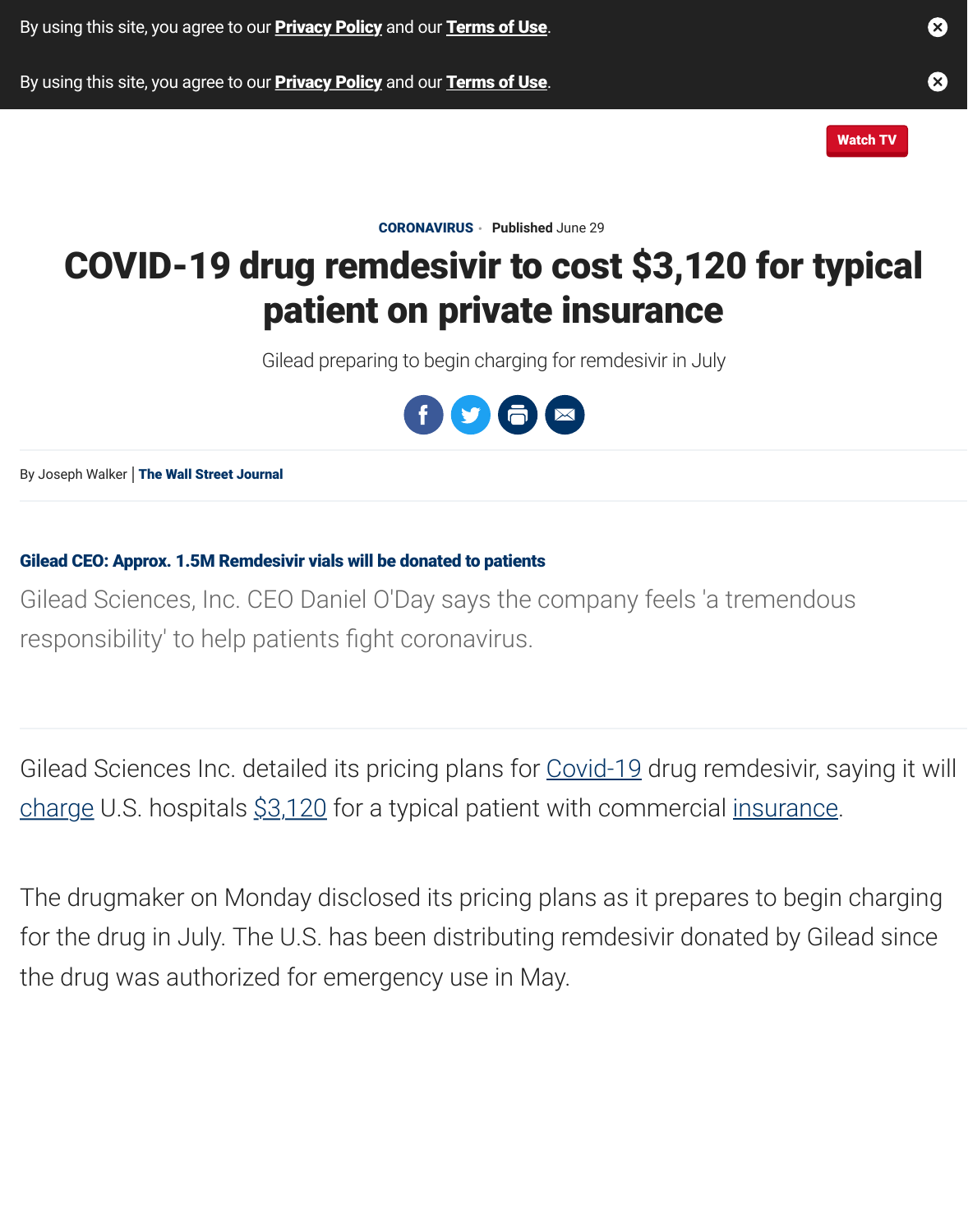CORONAVIRUS • Published June 29

# COVID-19 drug remdesivir to cost $3,120 for typical patient on private insurance

Gilead preparing to begin charging for remdesivir in July

By Joseph Walker | The Wall Street Journal

**Gilead CEO: Approx. 1.5M Remdesivir vials will be donated to patients**

Gilead Sciences, Inc. CEO Daniel O'Day says the company feels 'a tremendous responsibility' to help patients fight coronavirus.

Gilead Sciences Inc. detailed its pricing plans for Covid-19 drug remdesivir, saying it will charge U.S. hospitals $3,120 for a typical patient with commercial insurance.

The drugmaker on Monday disclosed its pricing plans as it prepares to begin charging for the drug in July. The U.S. has been distributing remdesivir donated by Gilead since the drug was authorized for emergency use in May.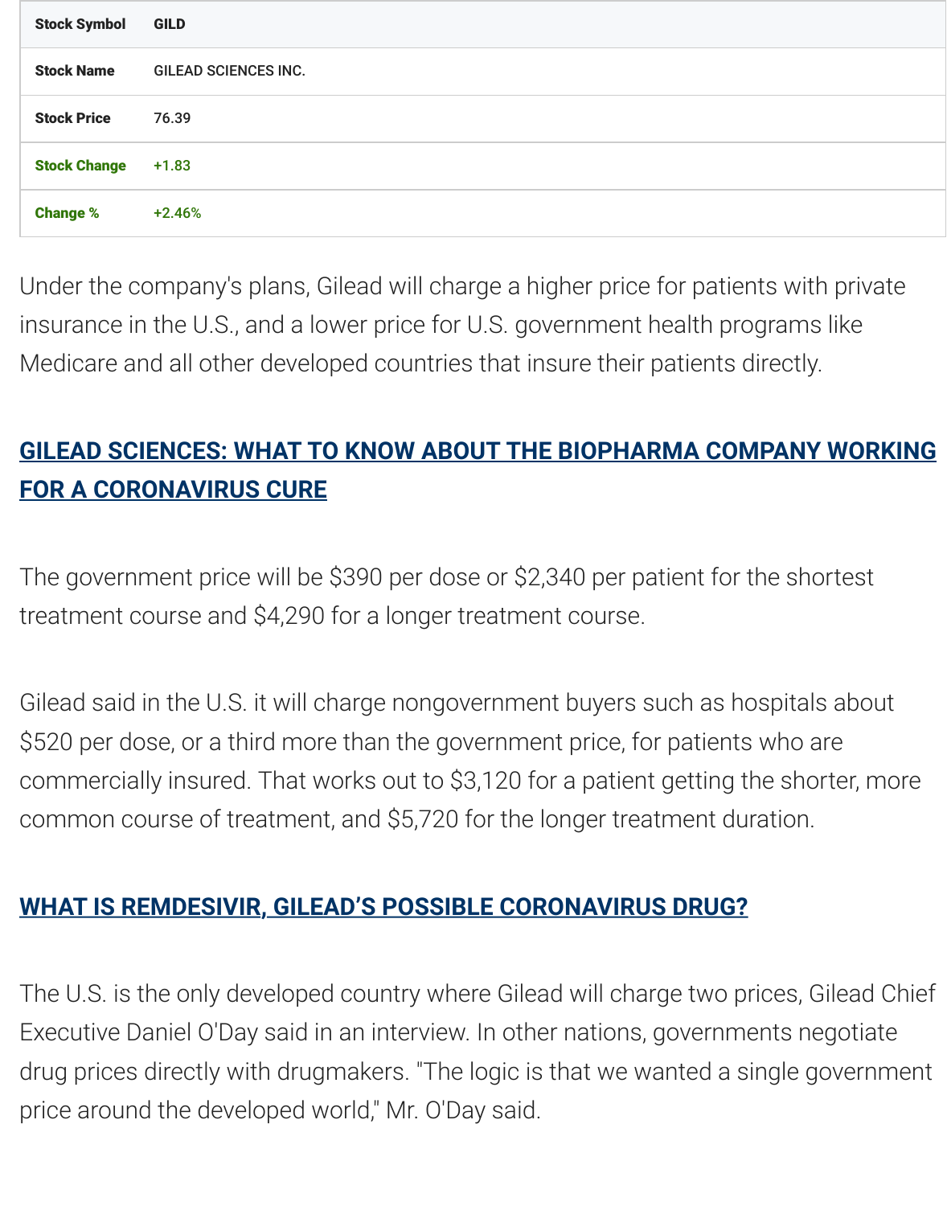| Stock Symbol | GILD |
|---|---|
| Stock Name | GILEAD SCIENCES INC. |
| Stock Price | 76.39 |
| Stock Change | +1.83 |
| Change % | +2.46% |

Under the company's plans, Gilead will charge a higher price for patients with private insurance in the U.S., and a lower price for U.S. government health programs like Medicare and all other developed countries that insure their patients directly.

**GILEAD SCIENCES: WHAT TO KNOW ABOUT THE BIOPHARMA COMPANY WORKING FOR A CORONAVIRUS CURE**

The government price will be $390 per dose or $2,340 per patient for the shortest treatment course and $4,290 for a longer treatment course.

Gilead said in the U.S. it will charge nongovernment buyers such as hospitals about $520 per dose, or a third more than the government price, for patients who are commercially insured. That works out to $3,120 for a patient getting the shorter, more common course of treatment, and $5,720 for the longer treatment duration.

**WHAT IS REMDESIVIR, GILEAD'S POSSIBLE CORONAVIRUS DRUG?**

The U.S. is the only developed country where Gilead will charge two prices, Gilead Chief Executive Daniel O'Day said in an interview. In other nations, governments negotiate drug prices directly with drugmakers. "The logic is that we wanted a single government price around the developed world," Mr. O'Day said.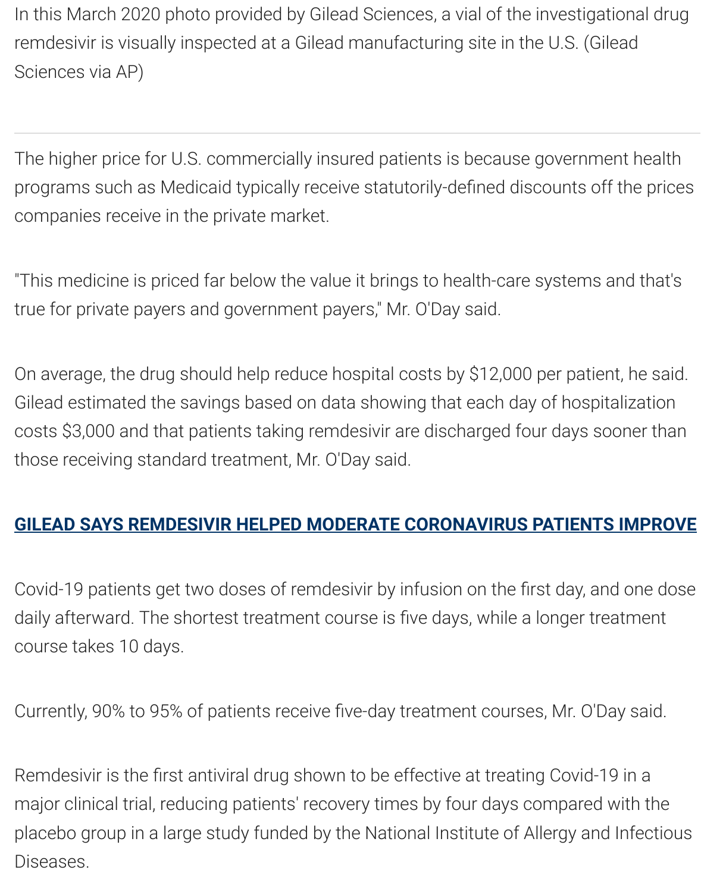In this March 2020 photo provided by Gilead Sciences, a vial of the investigational drug remdesivir is visually inspected at a Gilead manufacturing site in the U.S. (Gilead Sciences via AP)

---

The higher price for U.S. commercially insured patients is because government health programs such as Medicaid typically receive statutorily-defined discounts off the prices companies receive in the private market.

"This medicine is priced far below the value it brings to health-care systems and that's true for private payers and government payers," Mr. O'Day said.

On average, the drug should help reduce hospital costs by $12,000 per patient, he said. Gilead estimated the savings based on data showing that each day of hospitalization costs $3,000 and that patients taking remdesivir are discharged four days sooner than those receiving standard treatment, Mr. O'Day said.

**GILEAD SAYS REMDESIVIR HELPED MODERATE CORONAVIRUS PATIENTS IMPROVE**

Covid-19 patients get two doses of remdesivir by infusion on the first day, and one dose daily afterward. The shortest treatment course is five days, while a longer treatment course takes 10 days.

Currently, 90% to 95% of patients receive five-day treatment courses, Mr. O'Day said.

Remdesivir is the first antiviral drug shown to be effective at treating Covid-19 in a major clinical trial, reducing patients' recovery times by four days compared with the placebo group in a large study funded by the National Institute of Allergy and Infectious Diseases.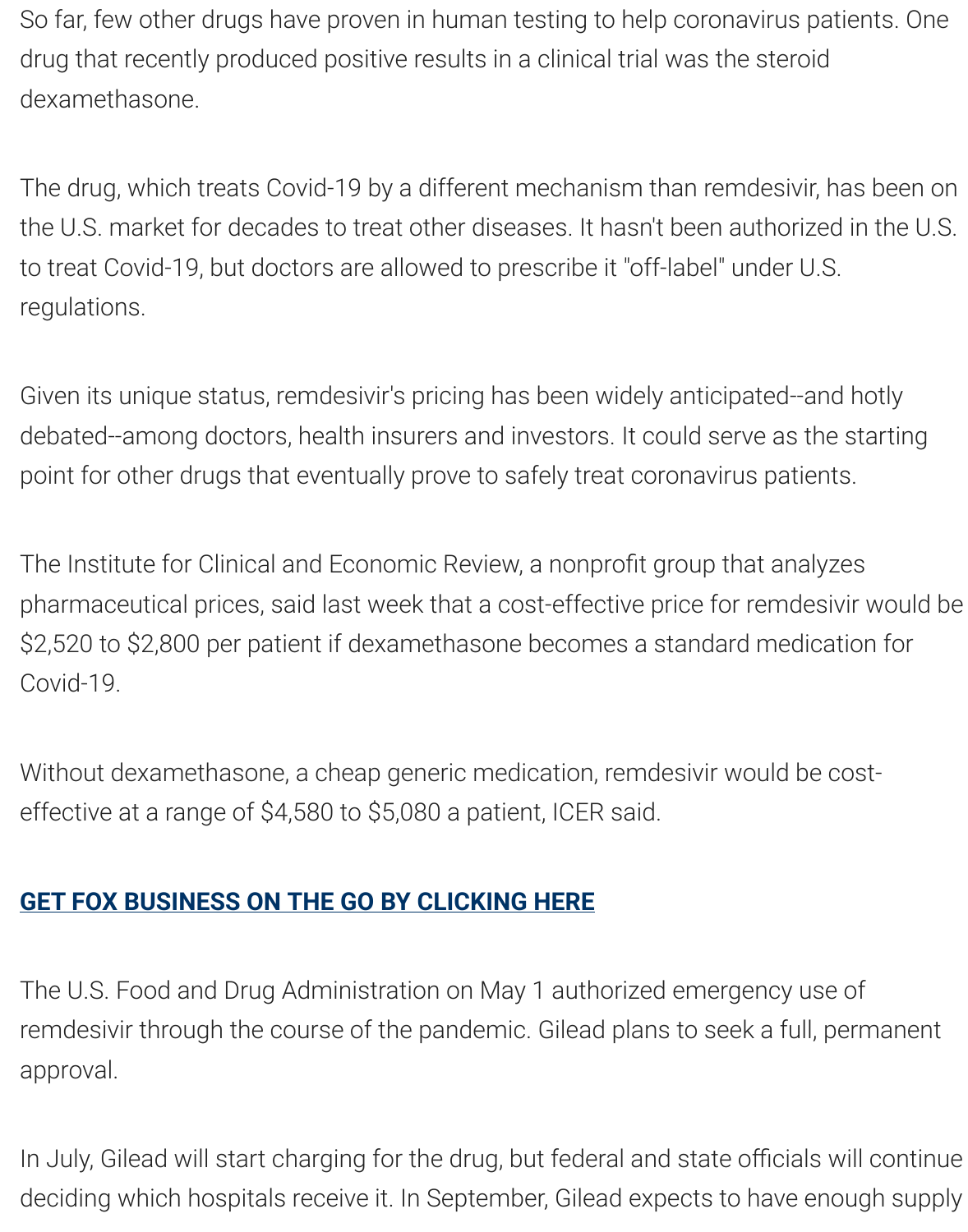So far, few other drugs have proven in human testing to help coronavirus patients. One drug that recently produced positive results in a clinical trial was the steroid dexamethasone.

The drug, which treats Covid-19 by a different mechanism than remdesivir, has been on the U.S. market for decades to treat other diseases. It hasn't been authorized in the U.S. to treat Covid-19, but doctors are allowed to prescribe it "off-label" under U.S. regulations.

Given its unique status, remdesivir's pricing has been widely anticipated--and hotly debated--among doctors, health insurers and investors. It could serve as the starting point for other drugs that eventually prove to safely treat coronavirus patients.

The Institute for Clinical and Economic Review, a nonprofit group that analyzes pharmaceutical prices, said last week that a cost-effective price for remdesivir would be $2,520 to $2,800 per patient if dexamethasone becomes a standard medication for Covid-19.

Without dexamethasone, a cheap generic medication, remdesivir would be cost-effective at a range of $4,580 to $5,080 a patient, ICER said.

**GET FOX BUSINESS ON THE GO BY CLICKING HERE**

The U.S. Food and Drug Administration on May 1 authorized emergency use of remdesivir through the course of the pandemic. Gilead plans to seek a full, permanent approval.

In July, Gilead will start charging for the drug, but federal and state officials will continue deciding which hospitals receive it. In September, Gilead expects to have enough supply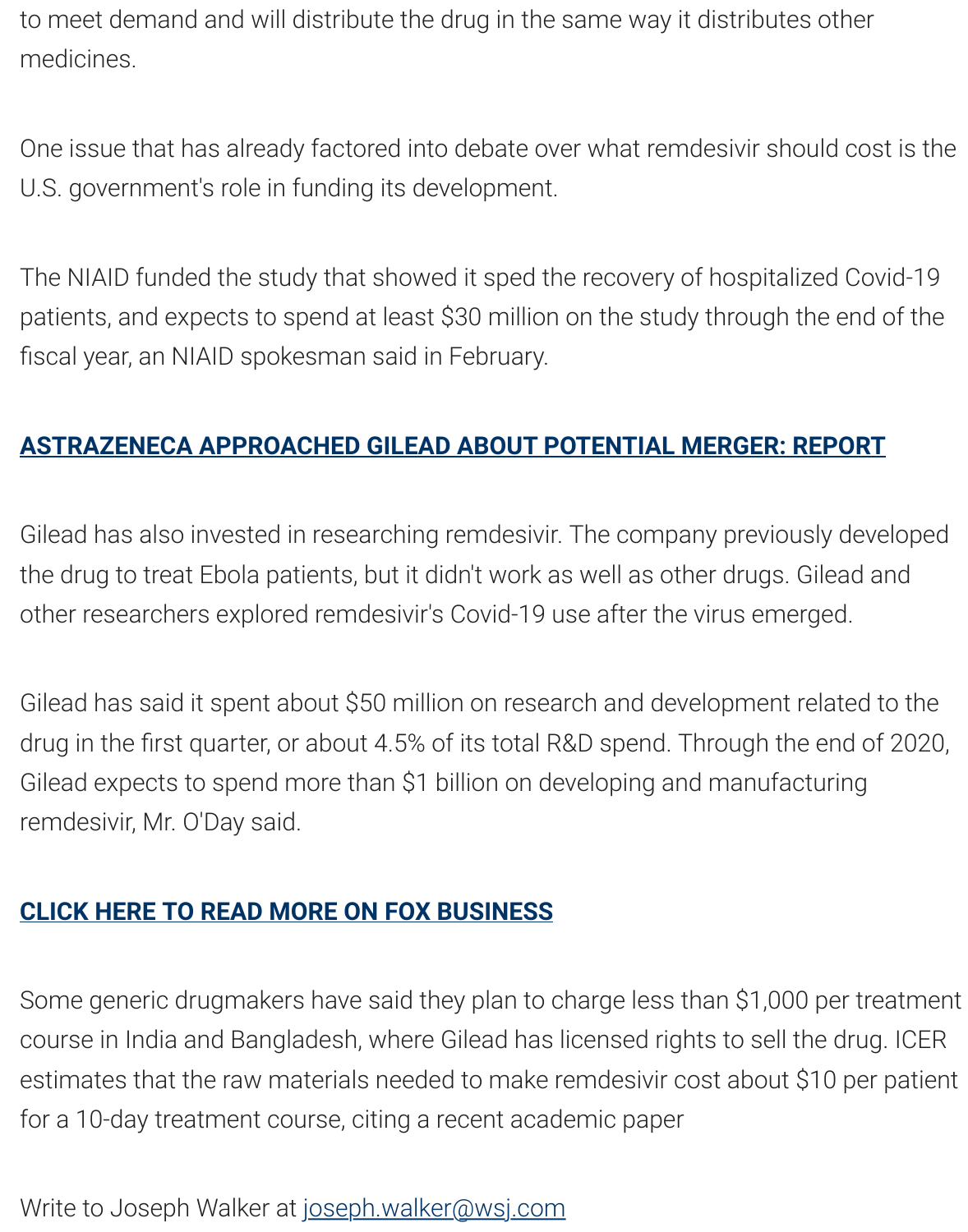to meet demand and will distribute the drug in the same way it distributes other medicines.

One issue that has already factored into debate over what remdesivir should cost is the U.S. government's role in funding its development.

The NIAID funded the study that showed it sped the recovery of hospitalized Covid-19 patients, and expects to spend at least $30 million on the study through the end of the fiscal year, an NIAID spokesman said in February.

**[ASTRAZENECA APPROACHED GILEAD ABOUT POTENTIAL MERGER: REPORT]()**

Gilead has also invested in researching remdesivir. The company previously developed the drug to treat Ebola patients, but it didn't work as well as other drugs. Gilead and other researchers explored remdesivir's Covid-19 use after the virus emerged.

Gilead has said it spent about $50 million on research and development related to the drug in the first quarter, or about 4.5% of its total R&D spend. Through the end of 2020, Gilead expects to spend more than $1 billion on developing and manufacturing remdesivir, Mr. O'Day said.

**[CLICK HERE TO READ MORE ON FOX BUSINESS]()**

Some generic drugmakers have said they plan to charge less than $1,000 per treatment course in India and Bangladesh, where Gilead has licensed rights to sell the drug. ICER estimates that the raw materials needed to make remdesivir cost about $10 per patient for a 10-day treatment course, citing a recent academic paper

Write to Joseph Walker at [joseph.walker@wsj.com](mailto:joseph.walker@wsj.com)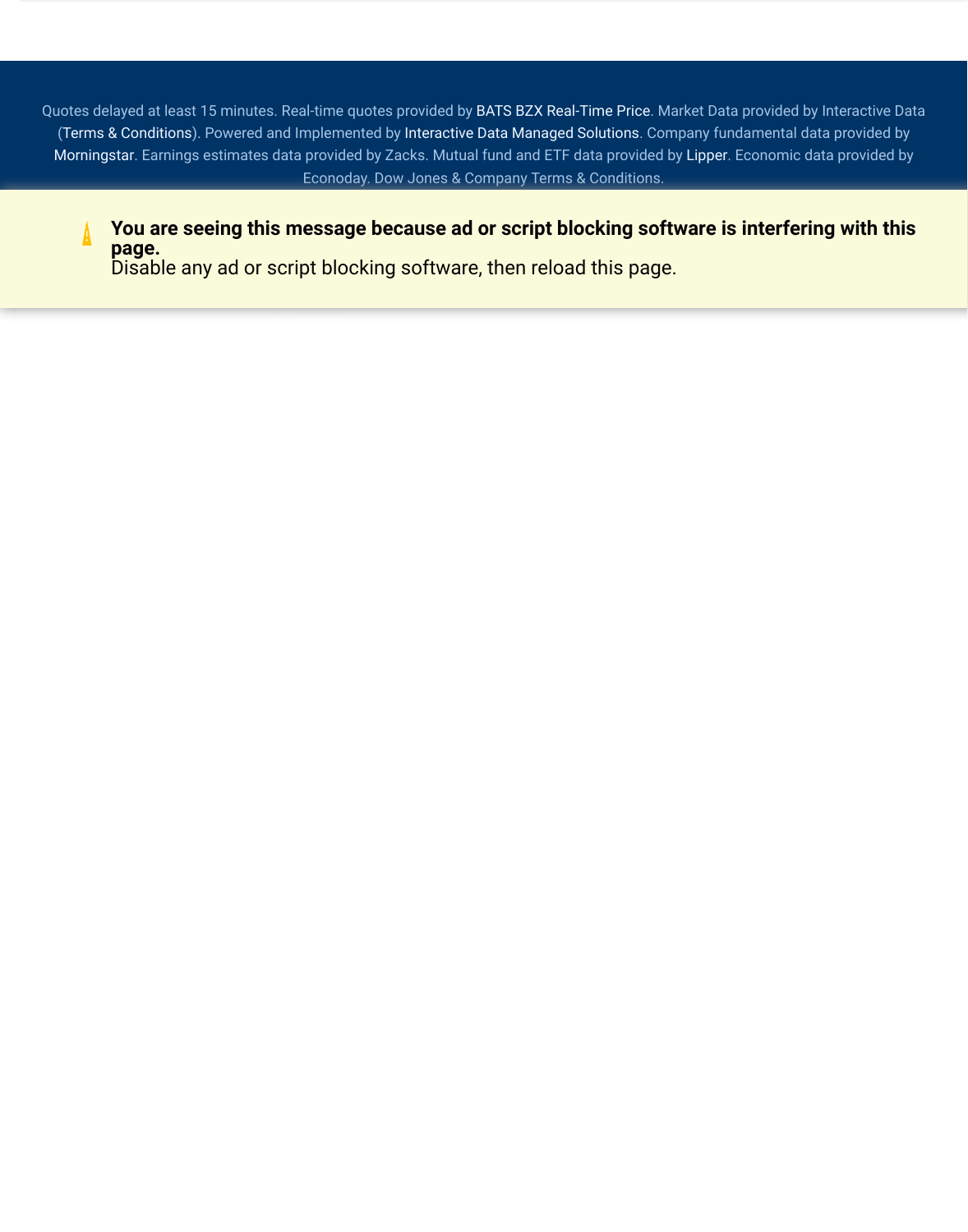Quotes delayed at least 15 minutes. Real-time quotes provided by BATS BZX Real-Time Price. Market Data provided by Interactive Data (Terms & Conditions). Powered and Implemented by Interactive Data Managed Solutions. Company fundamental data provided by Morningstar. Earnings estimates data provided by Zacks. Mutual fund and ETF data provided by Lipper. Economic data provided by Econoday. Dow Jones & Company Terms & Conditions.

**You are seeing this message because ad or script blocking software is interfering with this page.**
Disable any ad or script blocking software, then reload this page.